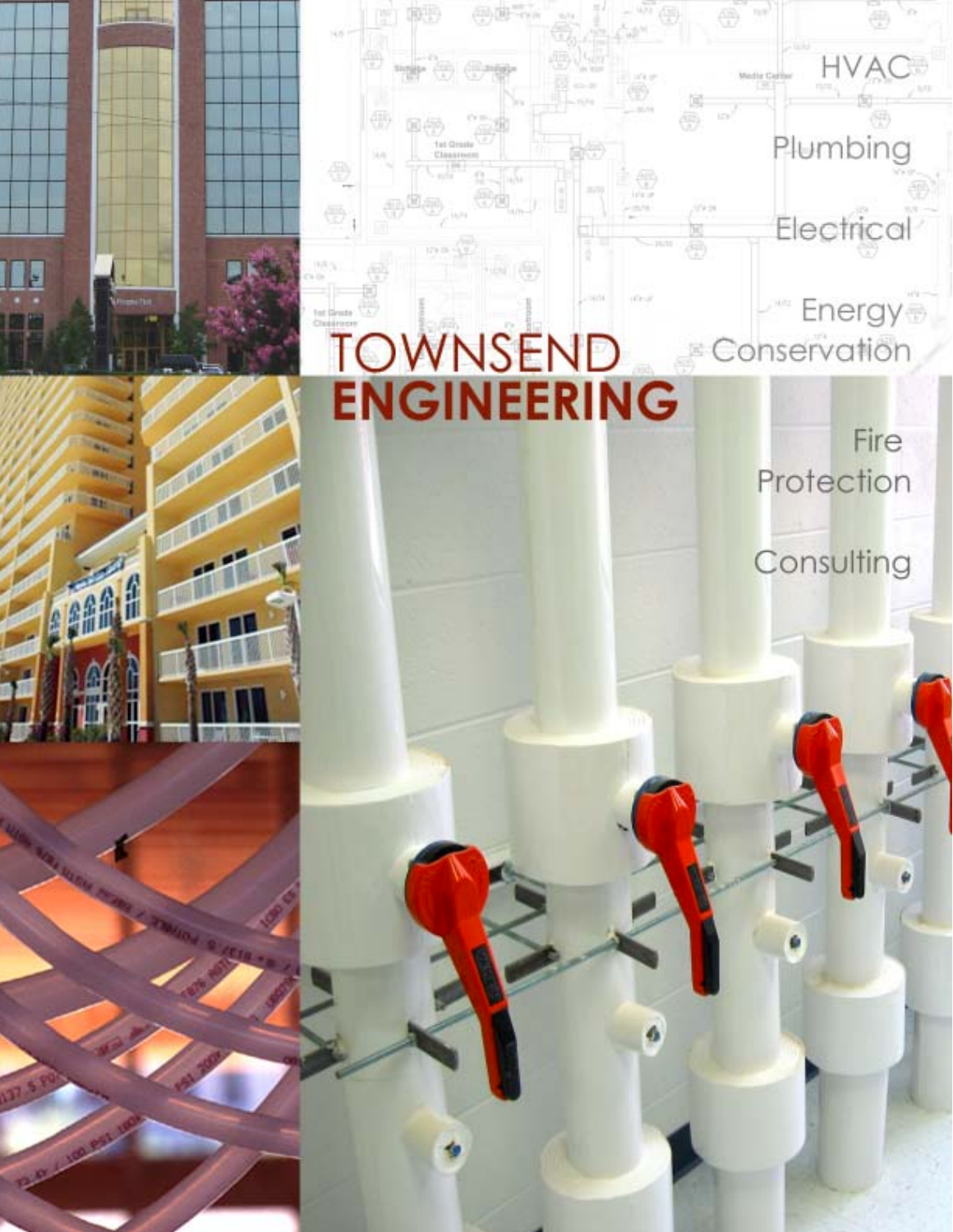# TOWNSEND ENGINEERING

HVAC

Plumbing

Electrical

Energy Conservation

Fire Protection

Consulting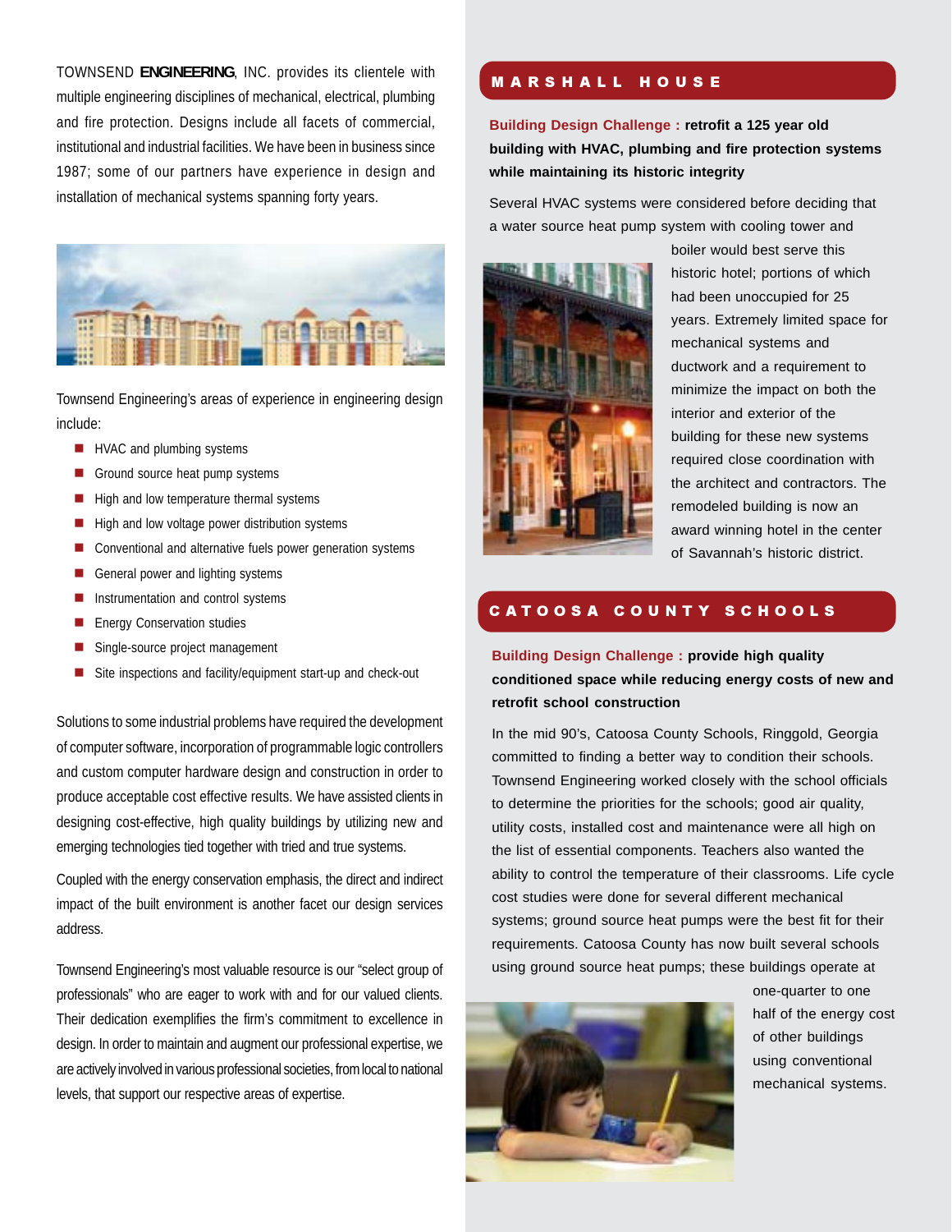TOWNSEND **ENGINEERING**, INC. provides its clientele with multiple engineering disciplines of mechanical, electrical, plumbing and fire protection. Designs include all facets of commercial, institutional and industrial facilities. We have been in business since 1987; some of our partners have experience in design and installation of mechanical systems spanning forty years.

Townsend Engineering's areas of experience in engineering design include:

- HVAC and plumbing systems
- Ground source heat pump systems
- High and low temperature thermal systems
- High and low voltage power distribution systems
- Conventional and alternative fuels power generation systems
- General power and lighting systems
- Instrumentation and control systems
- Energy Conservation studies
- Single-source project management
- Site inspections and facility/equipment start-up and check-out

Solutions to some industrial problems have required the development of computer software, incorporation of programmable logic controllers and custom computer hardware design and construction in order to produce acceptable cost effective results. We have assisted clients in designing cost-effective, high quality buildings by utilizing new and emerging technologies tied together with tried and true systems.

Coupled with the energy conservation emphasis, the direct and indirect impact of the built environment is another facet our design services address.

Townsend Engineering's most valuable resource is our "select group of professionals" who are eager to work with and for our valued clients. Their dedication exemplifies the firm's commitment to excellence in design. In order to maintain and augment our professional expertise, we are actively involved in various professional societies, from local to national levels, that support our respective areas of expertise.

## MARSHALL HOUSE

**Building Design Challenge : retrofit a 125 year old building with HVAC, plumbing and fire protection systems while maintaining its historic integrity**

Several HVAC systems were considered before deciding that a water source heat pump system with cooling tower and boiler would best serve this historic hotel; portions of which had been unoccupied for 25 years. Extremely limited space for mechanical systems and ductwork and a requirement to minimize the impact on both the interior and exterior of the building for these new systems required close coordination with the architect and contractors. The remodeled building is now an award winning hotel in the center of Savannah's historic district.

## CATOOSA COUNTY SCHOOLS

**Building Design Challenge : provide high quality conditioned space while reducing energy costs of new and retrofit school construction**

In the mid 90's, Catoosa County Schools, Ringgold, Georgia committed to finding a better way to condition their schools. Townsend Engineering worked closely with the school officials to determine the priorities for the schools; good air quality, utility costs, installed cost and maintenance were all high on the list of essential components. Teachers also wanted the ability to control the temperature of their classrooms. Life cycle cost studies were done for several different mechanical systems; ground source heat pumps were the best fit for their requirements. Catoosa County has now built several schools using ground source heat pumps; these buildings operate at one-quarter to one half of the energy cost of other buildings using conventional mechanical systems.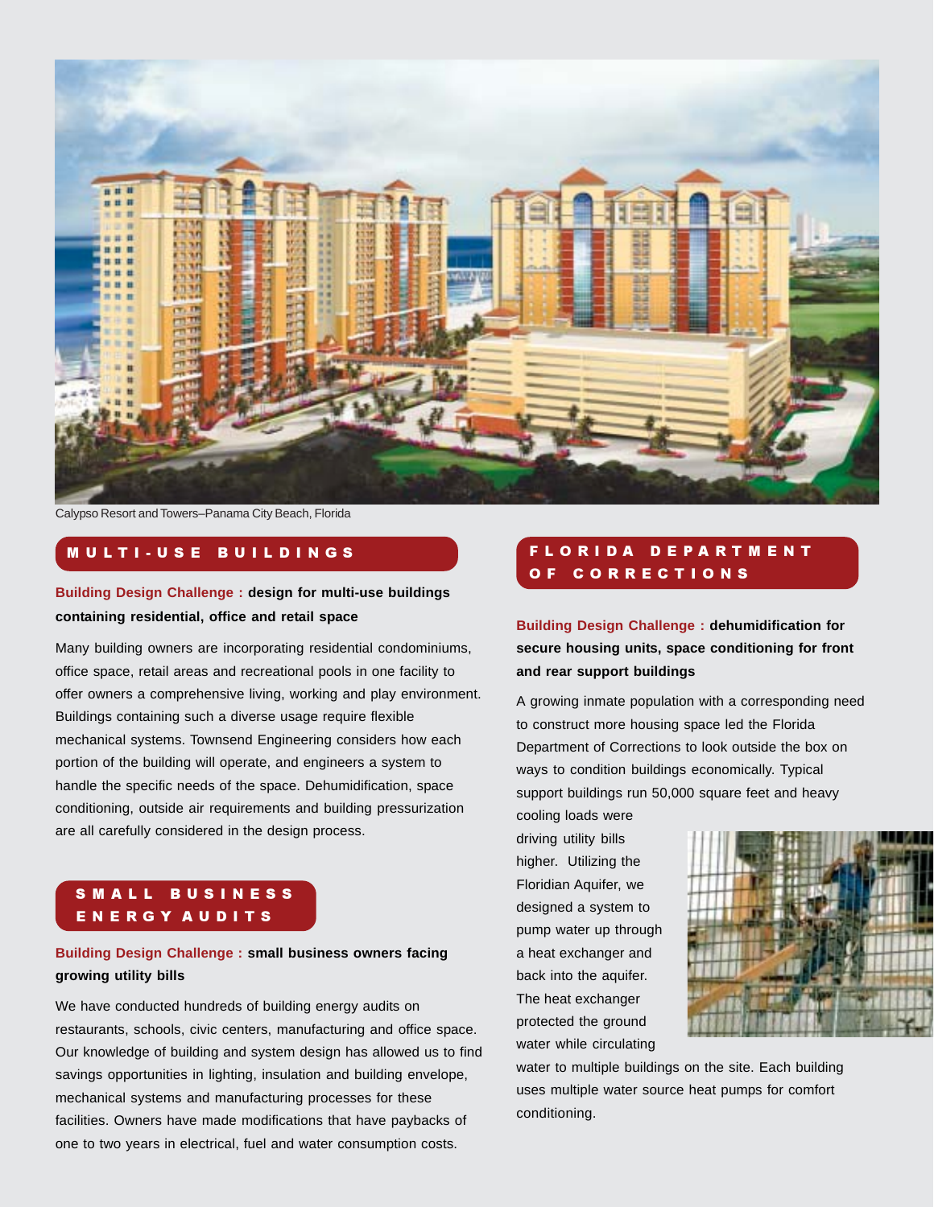Calypso Resort and Towers–Panama City Beach, Florida

## MULTI-USE BUILDINGS

**Building Design Challenge : design for multi-use buildings containing residential, office and retail space**

Many building owners are incorporating residential condominiums, office space, retail areas and recreational pools in one facility to offer owners a comprehensive living, working and play environment. Buildings containing such a diverse usage require flexible mechanical systems. Townsend Engineering considers how each portion of the building will operate, and engineers a system to handle the specific needs of the space. Dehumidification, space conditioning, outside air requirements and building pressurization are all carefully considered in the design process.

## SMALL BUSINESS ENERGY AUDITS

**Building Design Challenge : small business owners facing growing utility bills**

We have conducted hundreds of building energy audits on restaurants, schools, civic centers, manufacturing and office space. Our knowledge of building and system design has allowed us to find savings opportunities in lighting, insulation and building envelope, mechanical systems and manufacturing processes for these facilities. Owners have made modifications that have paybacks of one to two years in electrical, fuel and water consumption costs.

## FLORIDA DEPARTMENT OF CORRECTIONS

**Building Design Challenge : dehumidification for secure housing units, space conditioning for front and rear support buildings**

A growing inmate population with a corresponding need to construct more housing space led the Florida Department of Corrections to look outside the box on ways to condition buildings economically. Typical support buildings run 50,000 square feet and heavy cooling loads were driving utility bills higher. Utilizing the Floridian Aquifer, we designed a system to pump water up through a heat exchanger and back into the aquifer. The heat exchanger protected the ground water while circulating water to multiple buildings on the site. Each building uses multiple water source heat pumps for comfort conditioning.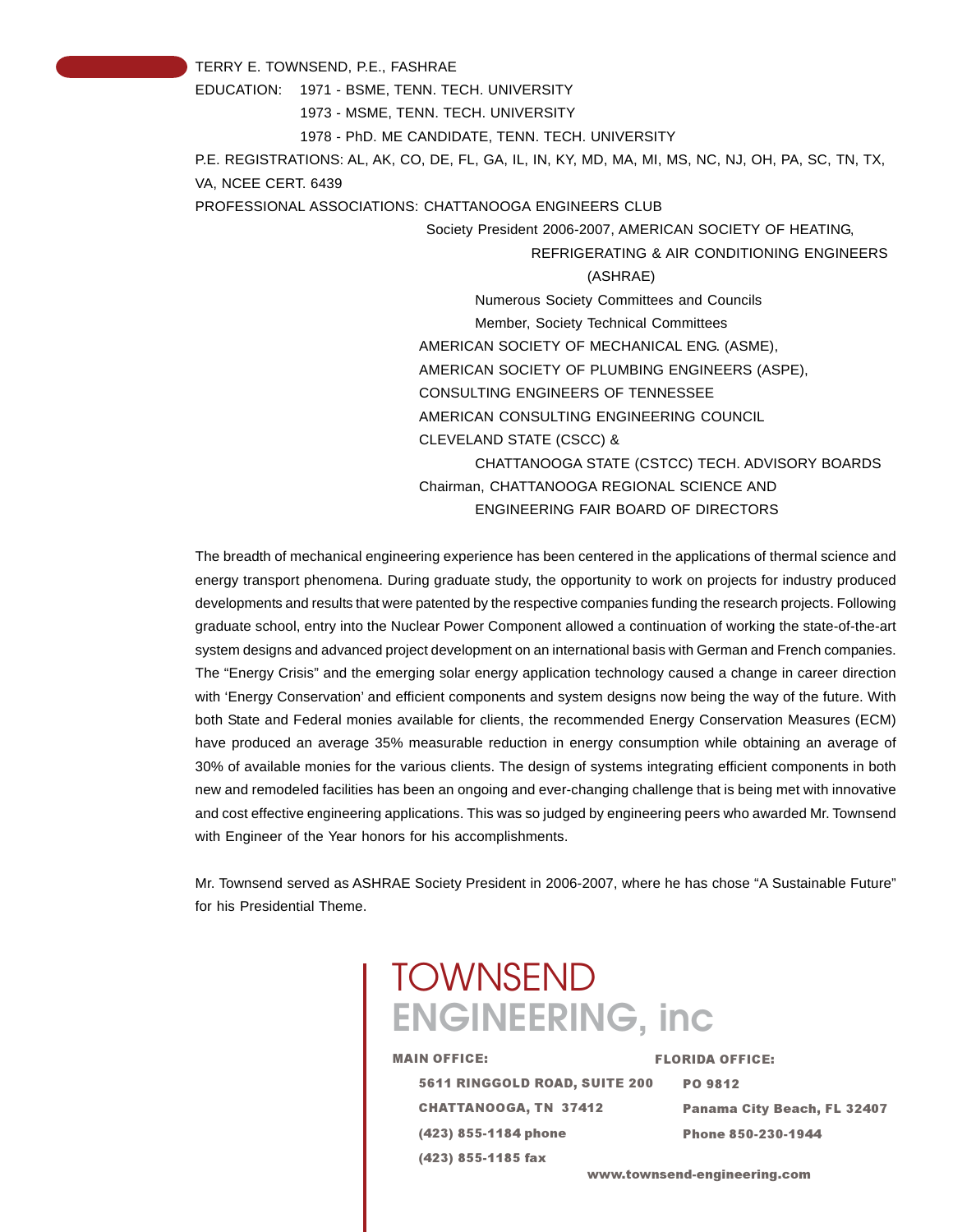TERRY E. TOWNSEND, P.E., FASHRAE

EDUCATION: 1971 - BSME, TENN. TECH. UNIVERSITY
1973 - MSME, TENN. TECH. UNIVERSITY
1978 - PhD. ME CANDIDATE, TENN. TECH. UNIVERSITY

P.E. REGISTRATIONS: AL, AK, CO, DE, FL, GA, IL, IN, KY, MD, MA, MI, MS, NC, NJ, OH, PA, SC, TN, TX, VA, NCEE CERT. 6439

PROFESSIONAL ASSOCIATIONS: CHATTANOOGA ENGINEERS CLUB
Society President 2006-2007, AMERICAN SOCIETY OF HEATING, REFRIGERATING & AIR CONDITIONING ENGINEERS (ASHRAE)
Numerous Society Committees and Councils
Member, Society Technical Committees
AMERICAN SOCIETY OF MECHANICAL ENG. (ASME),
AMERICAN SOCIETY OF PLUMBING ENGINEERS (ASPE),
CONSULTING ENGINEERS OF TENNESSEE
AMERICAN CONSULTING ENGINEERING COUNCIL
CLEVELAND STATE (CSCC) &
CHATTANOOGA STATE (CSTCC) TECH. ADVISORY BOARDS
Chairman, CHATTANOOGA REGIONAL SCIENCE AND ENGINEERING FAIR BOARD OF DIRECTORS

The breadth of mechanical engineering experience has been centered in the applications of thermal science and energy transport phenomena. During graduate study, the opportunity to work on projects for industry produced developments and results that were patented by the respective companies funding the research projects. Following graduate school, entry into the Nuclear Power Component allowed a continuation of working the state-of-the-art system designs and advanced project development on an international basis with German and French companies. The "Energy Crisis" and the emerging solar energy application technology caused a change in career direction with 'Energy Conservation' and efficient components and system designs now being the way of the future. With both State and Federal monies available for clients, the recommended Energy Conservation Measures (ECM) have produced an average 35% measurable reduction in energy consumption while obtaining an average of 30% of available monies for the various clients. The design of systems integrating efficient components in both new and remodeled facilities has been an ongoing and ever-changing challenge that is being met with innovative and cost effective engineering applications. This was so judged by engineering peers who awarded Mr. Townsend with Engineer of the Year honors for his accomplishments.

Mr. Townsend served as ASHRAE Society President in 2006-2007, where he has chose "A Sustainable Future" for his Presidential Theme.

# TOWNSEND ENGINEERING, inc

**MAIN OFFICE:**
**5611 RINGGOLD ROAD, SUITE 200**
**CHATTANOOGA, TN 37412**
**(423) 855-1184 phone**
**(423) 855-1185 fax**

**FLORIDA OFFICE:**
**PO 9812**
**Panama City Beach, FL 32407**
**Phone 850-230-1944**

**www.townsend-engineering.com**